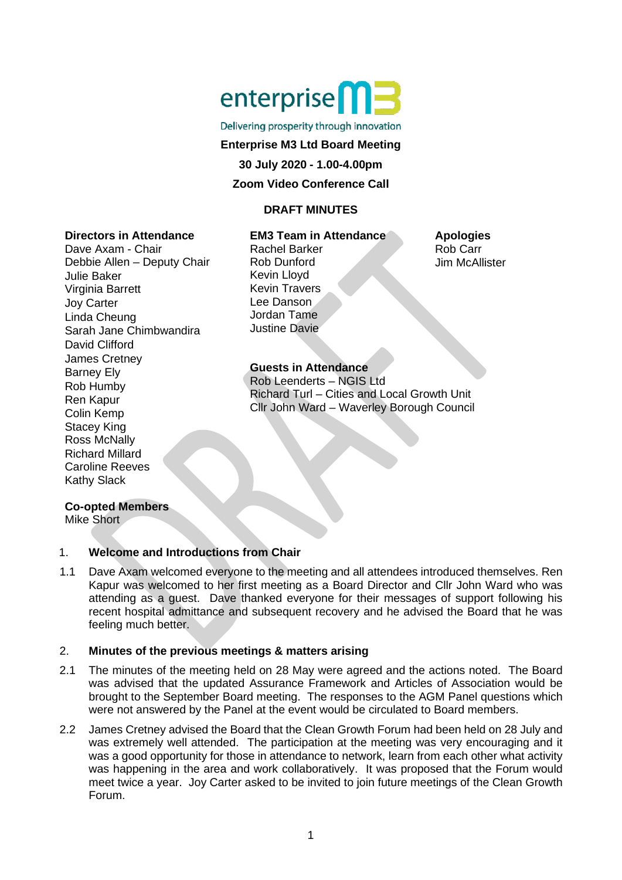enterprise M3

Delivering prosperity through innovation

**Enterprise M3 Ltd Board Meeting**

**30 July 2020 - 1.00-4.00pm**

**Zoom Video Conference Call**

**DRAFT MINUTES**

**Directors in Attendance**
Dave Axam - Chair
Debbie Allen – Deputy Chair
Julie Baker
Virginia Barrett
Joy Carter
Linda Cheung
Sarah Jane Chimbwandira
David Clifford
James Cretney
Barney Ely
Rob Humby
Ren Kapur
Colin Kemp
Stacey King
Ross McNally
Richard Millard
Caroline Reeves
Kathy Slack

**Co-opted Members**
Mike Short

**EM3 Team in Attendance**
Rachel Barker
Rob Dunford
Kevin Lloyd
Kevin Travers
Lee Danson
Jordan Tame
Justine Davie

**Guests in Attendance**
Rob Leenderts – NGIS Ltd
Richard Turl – Cities and Local Growth Unit
Cllr John Ward – Waverley Borough Council

**Apologies**
Rob Carr
Jim McAllister

## 1. Welcome and Introductions from Chair

1.1 Dave Axam welcomed everyone to the meeting and all attendees introduced themselves. Ren Kapur was welcomed to her first meeting as a Board Director and Cllr John Ward who was attending as a guest. Dave thanked everyone for their messages of support following his recent hospital admittance and subsequent recovery and he advised the Board that he was feeling much better.

## 2. Minutes of the previous meetings & matters arising

2.1 The minutes of the meeting held on 28 May were agreed and the actions noted. The Board was advised that the updated Assurance Framework and Articles of Association would be brought to the September Board meeting. The responses to the AGM Panel questions which were not answered by the Panel at the event would be circulated to Board members.

2.2 James Cretney advised the Board that the Clean Growth Forum had been held on 28 July and was extremely well attended. The participation at the meeting was very encouraging and it was a good opportunity for those in attendance to network, learn from each other what activity was happening in the area and work collaboratively. It was proposed that the Forum would meet twice a year. Joy Carter asked to be invited to join future meetings of the Clean Growth Forum.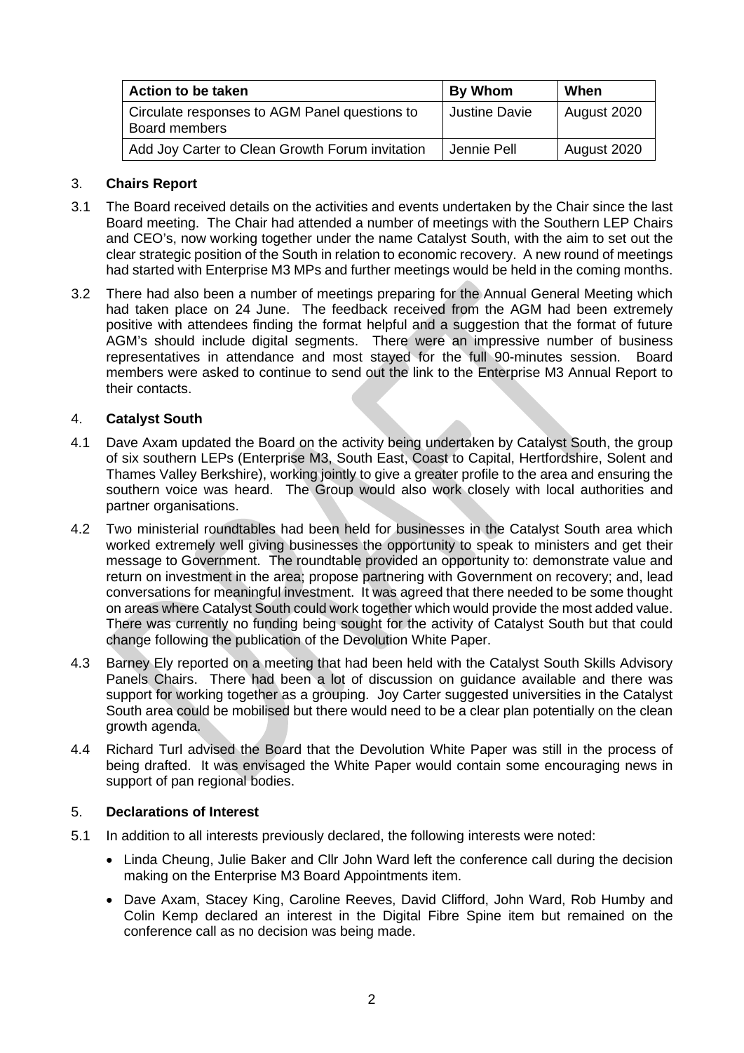| Action to be taken | By Whom | When |
|---|---|---|
| Circulate responses to AGM Panel questions to Board members | Justine Davie | August 2020 |
| Add Joy Carter to Clean Growth Forum invitation | Jennie Pell | August 2020 |

## 3. Chairs Report

3.1 The Board received details on the activities and events undertaken by the Chair since the last Board meeting. The Chair had attended a number of meetings with the Southern LEP Chairs and CEO's, now working together under the name Catalyst South, with the aim to set out the clear strategic position of the South in relation to economic recovery. A new round of meetings had started with Enterprise M3 MPs and further meetings would be held in the coming months.

3.2 There had also been a number of meetings preparing for the Annual General Meeting which had taken place on 24 June. The feedback received from the AGM had been extremely positive with attendees finding the format helpful and a suggestion that the format of future AGM's should include digital segments. There were an impressive number of business representatives in attendance and most stayed for the full 90-minutes session. Board members were asked to continue to send out the link to the Enterprise M3 Annual Report to their contacts.

## 4. Catalyst South

4.1 Dave Axam updated the Board on the activity being undertaken by Catalyst South, the group of six southern LEPs (Enterprise M3, South East, Coast to Capital, Hertfordshire, Solent and Thames Valley Berkshire), working jointly to give a greater profile to the area and ensuring the southern voice was heard. The Group would also work closely with local authorities and partner organisations.

4.2 Two ministerial roundtables had been held for businesses in the Catalyst South area which worked extremely well giving businesses the opportunity to speak to ministers and get their message to Government. The roundtable provided an opportunity to: demonstrate value and return on investment in the area; propose partnering with Government on recovery; and, lead conversations for meaningful investment. It was agreed that there needed to be some thought on areas where Catalyst South could work together which would provide the most added value. There was currently no funding being sought for the activity of Catalyst South but that could change following the publication of the Devolution White Paper.

4.3 Barney Ely reported on a meeting that had been held with the Catalyst South Skills Advisory Panels Chairs. There had been a lot of discussion on guidance available and there was support for working together as a grouping. Joy Carter suggested universities in the Catalyst South area could be mobilised but there would need to be a clear plan potentially on the clean growth agenda.

4.4 Richard Turl advised the Board that the Devolution White Paper was still in the process of being drafted. It was envisaged the White Paper would contain some encouraging news in support of pan regional bodies.

## 5. Declarations of Interest

5.1 In addition to all interests previously declared, the following interests were noted:

- Linda Cheung, Julie Baker and Cllr John Ward left the conference call during the decision making on the Enterprise M3 Board Appointments item.
- Dave Axam, Stacey King, Caroline Reeves, David Clifford, John Ward, Rob Humby and Colin Kemp declared an interest in the Digital Fibre Spine item but remained on the conference call as no decision was being made.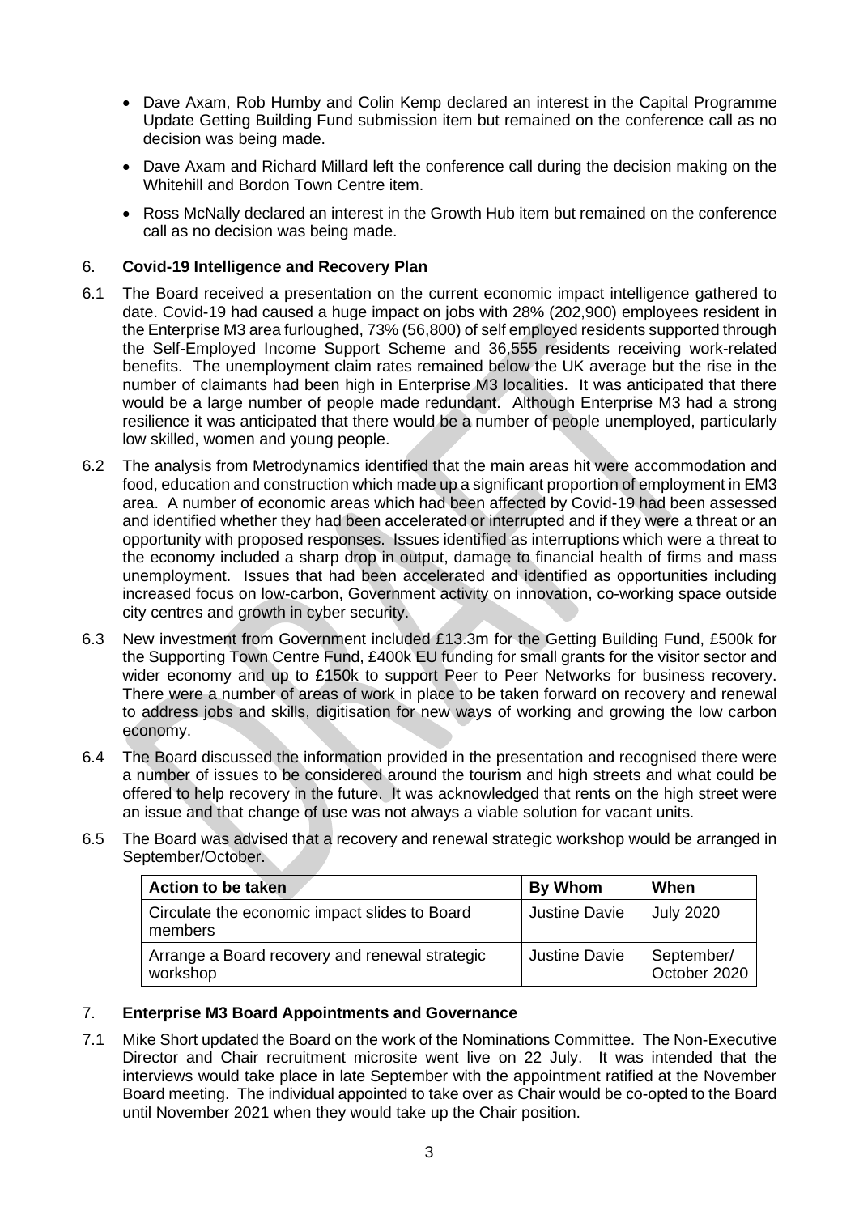- Dave Axam, Rob Humby and Colin Kemp declared an interest in the Capital Programme Update Getting Building Fund submission item but remained on the conference call as no decision was being made.
- Dave Axam and Richard Millard left the conference call during the decision making on the Whitehill and Bordon Town Centre item.
- Ross McNally declared an interest in the Growth Hub item but remained on the conference call as no decision was being made.

## 6. Covid-19 Intelligence and Recovery Plan

6.1 The Board received a presentation on the current economic impact intelligence gathered to date. Covid-19 had caused a huge impact on jobs with 28% (202,900) employees resident in the Enterprise M3 area furloughed, 73% (56,800) of self employed residents supported through the Self-Employed Income Support Scheme and 36,555 residents receiving work-related benefits. The unemployment claim rates remained below the UK average but the rise in the number of claimants had been high in Enterprise M3 localities. It was anticipated that there would be a large number of people made redundant. Although Enterprise M3 had a strong resilience it was anticipated that there would be a number of people unemployed, particularly low skilled, women and young people.

6.2 The analysis from Metrodynamics identified that the main areas hit were accommodation and food, education and construction which made up a significant proportion of employment in EM3 area. A number of economic areas which had been affected by Covid-19 had been assessed and identified whether they had been accelerated or interrupted and if they were a threat or an opportunity with proposed responses. Issues identified as interruptions which were a threat to the economy included a sharp drop in output, damage to financial health of firms and mass unemployment. Issues that had been accelerated and identified as opportunities including increased focus on low-carbon, Government activity on innovation, co-working space outside city centres and growth in cyber security.

6.3 New investment from Government included £13.3m for the Getting Building Fund, £500k for the Supporting Town Centre Fund, £400k EU funding for small grants for the visitor sector and wider economy and up to £150k to support Peer to Peer Networks for business recovery. There were a number of areas of work in place to be taken forward on recovery and renewal to address jobs and skills, digitisation for new ways of working and growing the low carbon economy.

6.4 The Board discussed the information provided in the presentation and recognised there were a number of issues to be considered around the tourism and high streets and what could be offered to help recovery in the future. It was acknowledged that rents on the high street were an issue and that change of use was not always a viable solution for vacant units.

6.5 The Board was advised that a recovery and renewal strategic workshop would be arranged in September/October.

| Action to be taken | By Whom | When |
|---|---|---|
| Circulate the economic impact slides to Board members | Justine Davie | July 2020 |
| Arrange a Board recovery and renewal strategic workshop | Justine Davie | September/ October 2020 |

## 7. Enterprise M3 Board Appointments and Governance

7.1 Mike Short updated the Board on the work of the Nominations Committee. The Non-Executive Director and Chair recruitment microsite went live on 22 July. It was intended that the interviews would take place in late September with the appointment ratified at the November Board meeting. The individual appointed to take over as Chair would be co-opted to the Board until November 2021 when they would take up the Chair position.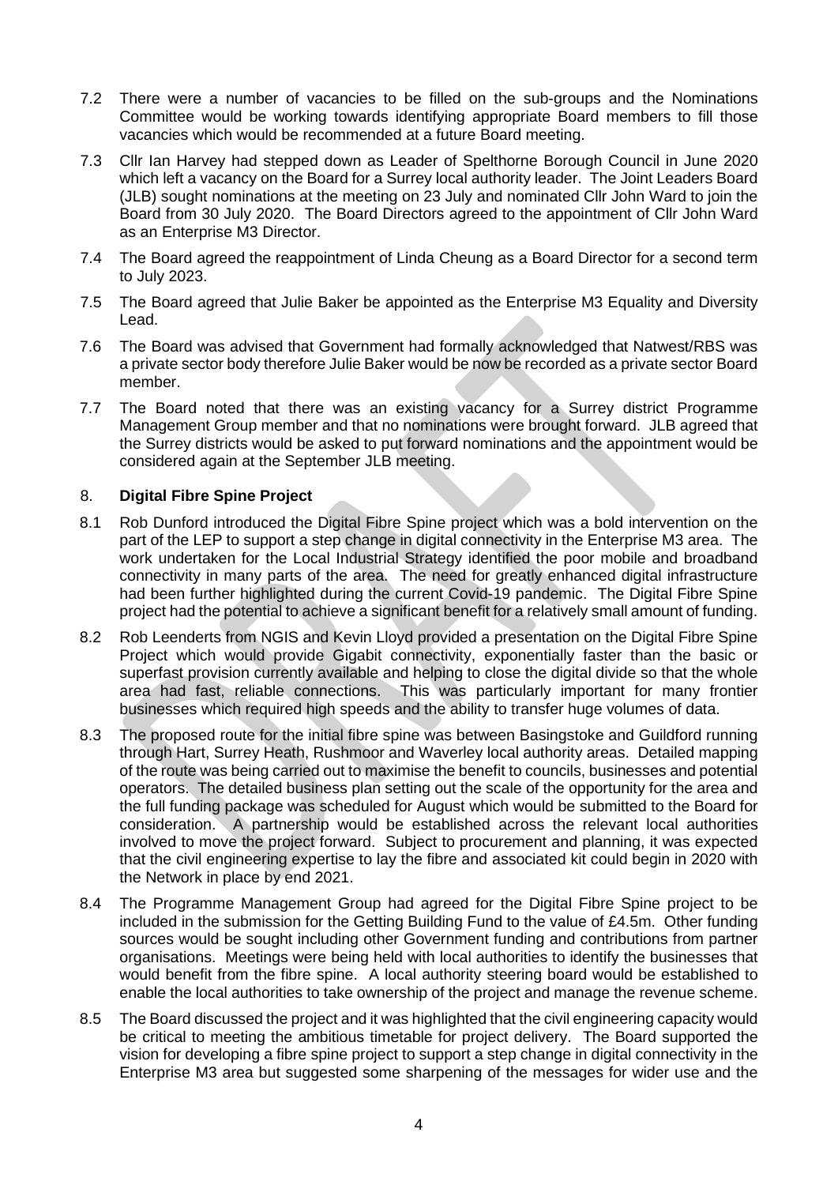7.2 There were a number of vacancies to be filled on the sub-groups and the Nominations Committee would be working towards identifying appropriate Board members to fill those vacancies which would be recommended at a future Board meeting.

7.3 Cllr Ian Harvey had stepped down as Leader of Spelthorne Borough Council in June 2020 which left a vacancy on the Board for a Surrey local authority leader. The Joint Leaders Board (JLB) sought nominations at the meeting on 23 July and nominated Cllr John Ward to join the Board from 30 July 2020. The Board Directors agreed to the appointment of Cllr John Ward as an Enterprise M3 Director.

7.4 The Board agreed the reappointment of Linda Cheung as a Board Director for a second term to July 2023.

7.5 The Board agreed that Julie Baker be appointed as the Enterprise M3 Equality and Diversity Lead.

7.6 The Board was advised that Government had formally acknowledged that Natwest/RBS was a private sector body therefore Julie Baker would be now be recorded as a private sector Board member.

7.7 The Board noted that there was an existing vacancy for a Surrey district Programme Management Group member and that no nominations were brought forward. JLB agreed that the Surrey districts would be asked to put forward nominations and the appointment would be considered again at the September JLB meeting.

8. **Digital Fibre Spine Project**

8.1 Rob Dunford introduced the Digital Fibre Spine project which was a bold intervention on the part of the LEP to support a step change in digital connectivity in the Enterprise M3 area. The work undertaken for the Local Industrial Strategy identified the poor mobile and broadband connectivity in many parts of the area. The need for greatly enhanced digital infrastructure had been further highlighted during the current Covid-19 pandemic. The Digital Fibre Spine project had the potential to achieve a significant benefit for a relatively small amount of funding.

8.2 Rob Leenderts from NGIS and Kevin Lloyd provided a presentation on the Digital Fibre Spine Project which would provide Gigabit connectivity, exponentially faster than the basic or superfast provision currently available and helping to close the digital divide so that the whole area had fast, reliable connections. This was particularly important for many frontier businesses which required high speeds and the ability to transfer huge volumes of data.

8.3 The proposed route for the initial fibre spine was between Basingstoke and Guildford running through Hart, Surrey Heath, Rushmoor and Waverley local authority areas. Detailed mapping of the route was being carried out to maximise the benefit to councils, businesses and potential operators. The detailed business plan setting out the scale of the opportunity for the area and the full funding package was scheduled for August which would be submitted to the Board for consideration. A partnership would be established across the relevant local authorities involved to move the project forward. Subject to procurement and planning, it was expected that the civil engineering expertise to lay the fibre and associated kit could begin in 2020 with the Network in place by end 2021.

8.4 The Programme Management Group had agreed for the Digital Fibre Spine project to be included in the submission for the Getting Building Fund to the value of £4.5m. Other funding sources would be sought including other Government funding and contributions from partner organisations. Meetings were being held with local authorities to identify the businesses that would benefit from the fibre spine. A local authority steering board would be established to enable the local authorities to take ownership of the project and manage the revenue scheme.

8.5 The Board discussed the project and it was highlighted that the civil engineering capacity would be critical to meeting the ambitious timetable for project delivery. The Board supported the vision for developing a fibre spine project to support a step change in digital connectivity in the Enterprise M3 area but suggested some sharpening of the messages for wider use and the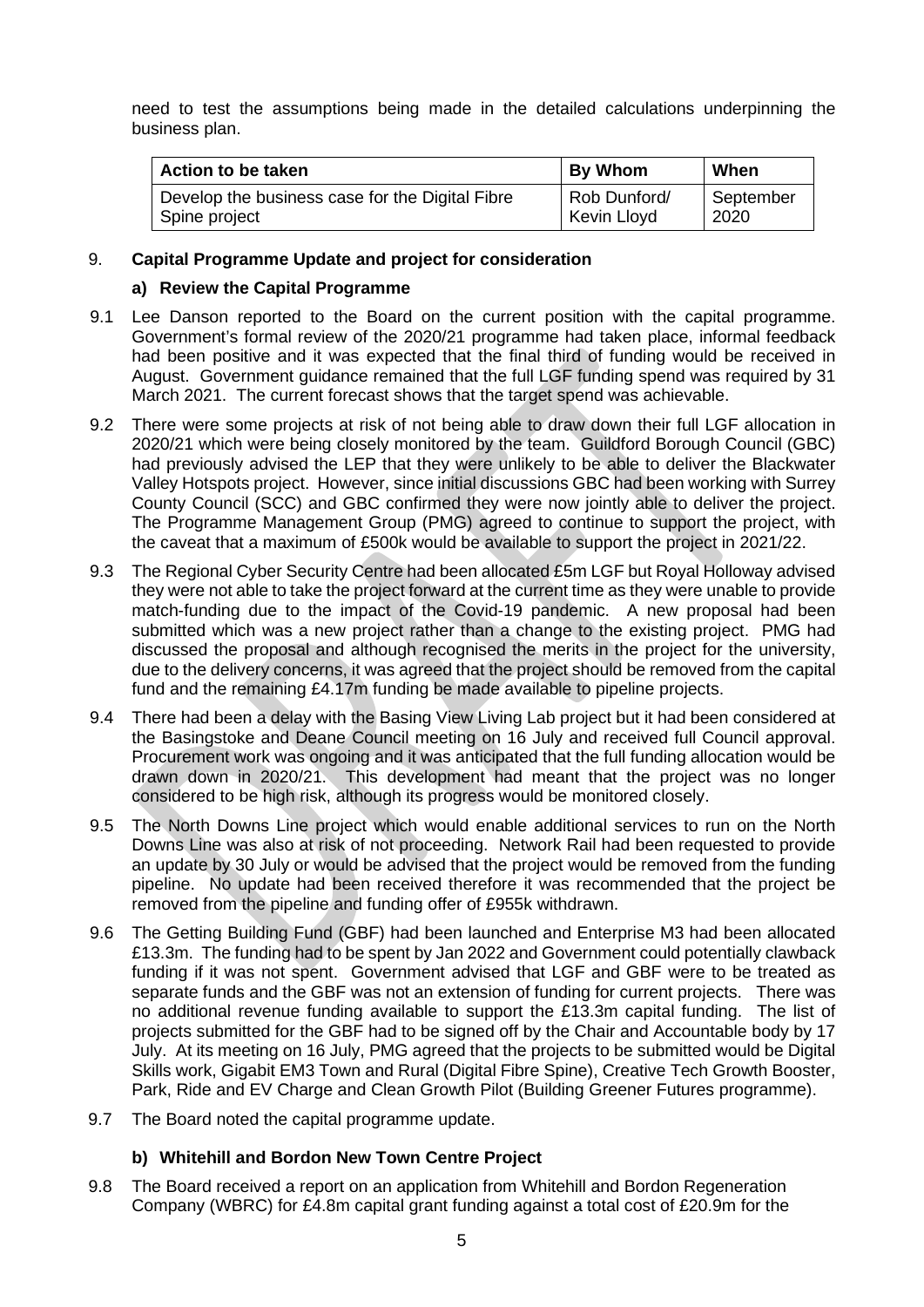need to test the assumptions being made in the detailed calculations underpinning the business plan.

| Action to be taken | By Whom | When |
| --- | --- | --- |
| Develop the business case for the Digital Fibre Spine project | Rob Dunford/ Kevin Lloyd | September 2020 |

## 9. Capital Programme Update and project for consideration

### a) Review the Capital Programme

9.1 Lee Danson reported to the Board on the current position with the capital programme. Government's formal review of the 2020/21 programme had taken place, informal feedback had been positive and it was expected that the final third of funding would be received in August. Government guidance remained that the full LGF funding spend was required by 31 March 2021. The current forecast shows that the target spend was achievable.

9.2 There were some projects at risk of not being able to draw down their full LGF allocation in 2020/21 which were being closely monitored by the team. Guildford Borough Council (GBC) had previously advised the LEP that they were unlikely to be able to deliver the Blackwater Valley Hotspots project. However, since initial discussions GBC had been working with Surrey County Council (SCC) and GBC confirmed they were now jointly able to deliver the project. The Programme Management Group (PMG) agreed to continue to support the project, with the caveat that a maximum of £500k would be available to support the project in 2021/22.

9.3 The Regional Cyber Security Centre had been allocated £5m LGF but Royal Holloway advised they were not able to take the project forward at the current time as they were unable to provide match-funding due to the impact of the Covid-19 pandemic. A new proposal had been submitted which was a new project rather than a change to the existing project. PMG had discussed the proposal and although recognised the merits in the project for the university, due to the delivery concerns, it was agreed that the project should be removed from the capital fund and the remaining £4.17m funding be made available to pipeline projects.

9.4 There had been a delay with the Basing View Living Lab project but it had been considered at the Basingstoke and Deane Council meeting on 16 July and received full Council approval. Procurement work was ongoing and it was anticipated that the full funding allocation would be drawn down in 2020/21. This development had meant that the project was no longer considered to be high risk, although its progress would be monitored closely.

9.5 The North Downs Line project which would enable additional services to run on the North Downs Line was also at risk of not proceeding. Network Rail had been requested to provide an update by 30 July or would be advised that the project would be removed from the funding pipeline. No update had been received therefore it was recommended that the project be removed from the pipeline and funding offer of £955k withdrawn.

9.6 The Getting Building Fund (GBF) had been launched and Enterprise M3 had been allocated £13.3m. The funding had to be spent by Jan 2022 and Government could potentially clawback funding if it was not spent. Government advised that LGF and GBF were to be treated as separate funds and the GBF was not an extension of funding for current projects. There was no additional revenue funding available to support the £13.3m capital funding. The list of projects submitted for the GBF had to be signed off by the Chair and Accountable body by 17 July. At its meeting on 16 July, PMG agreed that the projects to be submitted would be Digital Skills work, Gigabit EM3 Town and Rural (Digital Fibre Spine), Creative Tech Growth Booster, Park, Ride and EV Charge and Clean Growth Pilot (Building Greener Futures programme).

9.7 The Board noted the capital programme update.

### b) Whitehill and Bordon New Town Centre Project

9.8 The Board received a report on an application from Whitehill and Bordon Regeneration Company (WBRC) for £4.8m capital grant funding against a total cost of £20.9m for the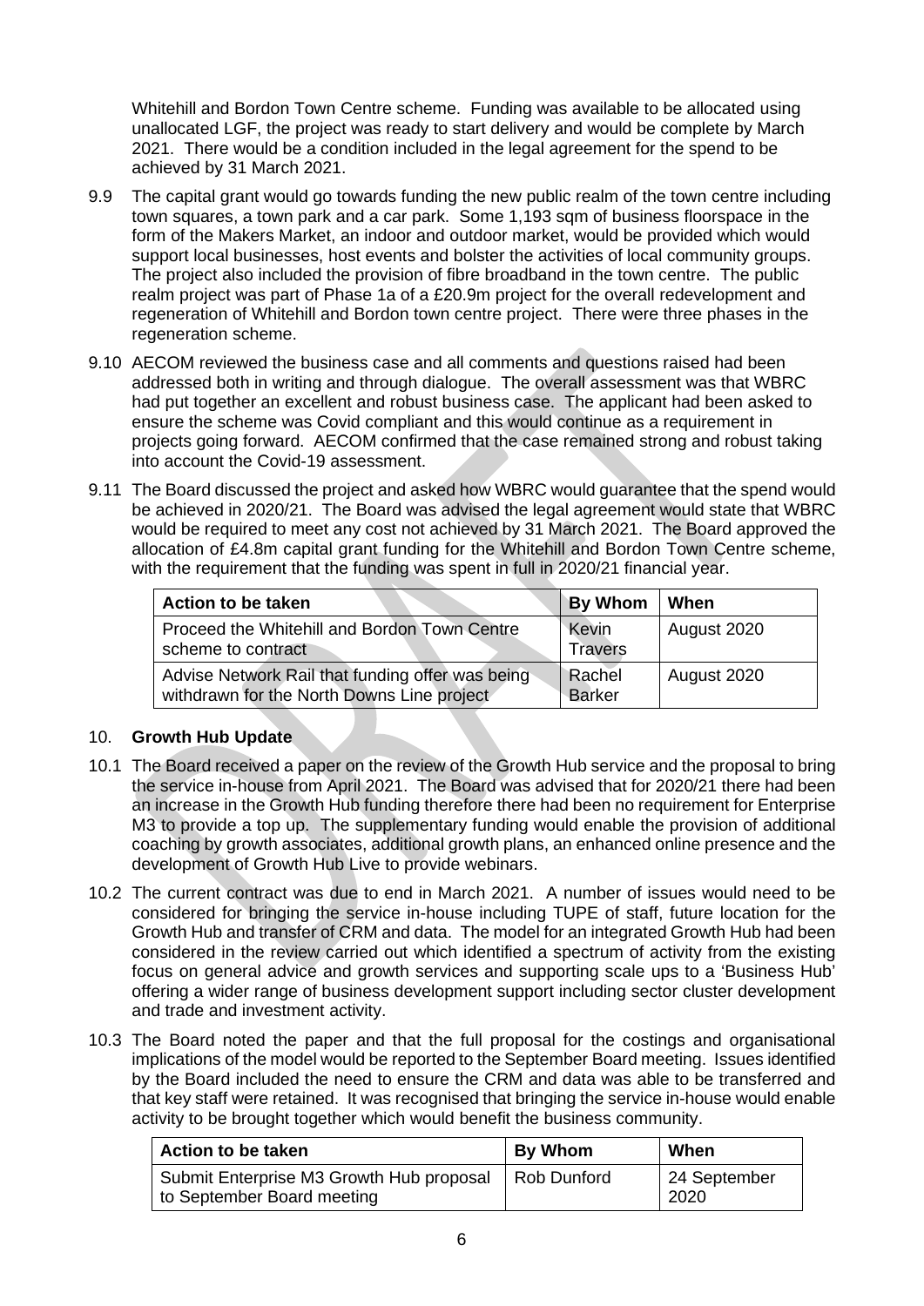Whitehill and Bordon Town Centre scheme. Funding was available to be allocated using unallocated LGF, the project was ready to start delivery and would be complete by March 2021. There would be a condition included in the legal agreement for the spend to be achieved by 31 March 2021.

9.9 The capital grant would go towards funding the new public realm of the town centre including town squares, a town park and a car park. Some 1,193 sqm of business floorspace in the form of the Makers Market, an indoor and outdoor market, would be provided which would support local businesses, host events and bolster the activities of local community groups. The project also included the provision of fibre broadband in the town centre. The public realm project was part of Phase 1a of a £20.9m project for the overall redevelopment and regeneration of Whitehill and Bordon town centre project. There were three phases in the regeneration scheme.

9.10 AECOM reviewed the business case and all comments and questions raised had been addressed both in writing and through dialogue. The overall assessment was that WBRC had put together an excellent and robust business case. The applicant had been asked to ensure the scheme was Covid compliant and this would continue as a requirement in projects going forward. AECOM confirmed that the case remained strong and robust taking into account the Covid-19 assessment.

9.11 The Board discussed the project and asked how WBRC would guarantee that the spend would be achieved in 2020/21. The Board was advised the legal agreement would state that WBRC would be required to meet any cost not achieved by 31 March 2021. The Board approved the allocation of £4.8m capital grant funding for the Whitehill and Bordon Town Centre scheme, with the requirement that the funding was spent in full in 2020/21 financial year.

| Action to be taken | By Whom | When |
|---|---|---|
| Proceed the Whitehill and Bordon Town Centre scheme to contract | Kevin Travers | August 2020 |
| Advise Network Rail that funding offer was being withdrawn for the North Downs Line project | Rachel Barker | August 2020 |

## 10. Growth Hub Update

10.1 The Board received a paper on the review of the Growth Hub service and the proposal to bring the service in-house from April 2021. The Board was advised that for 2020/21 there had been an increase in the Growth Hub funding therefore there had been no requirement for Enterprise M3 to provide a top up. The supplementary funding would enable the provision of additional coaching by growth associates, additional growth plans, an enhanced online presence and the development of Growth Hub Live to provide webinars.

10.2 The current contract was due to end in March 2021. A number of issues would need to be considered for bringing the service in-house including TUPE of staff, future location for the Growth Hub and transfer of CRM and data. The model for an integrated Growth Hub had been considered in the review carried out which identified a spectrum of activity from the existing focus on general advice and growth services and supporting scale ups to a 'Business Hub' offering a wider range of business development support including sector cluster development and trade and investment activity.

10.3 The Board noted the paper and that the full proposal for the costings and organisational implications of the model would be reported to the September Board meeting. Issues identified by the Board included the need to ensure the CRM and data was able to be transferred and that key staff were retained. It was recognised that bringing the service in-house would enable activity to be brought together which would benefit the business community.

| Action to be taken | By Whom | When |
|---|---|---|
| Submit Enterprise M3 Growth Hub proposal to September Board meeting | Rob Dunford | 24 September 2020 |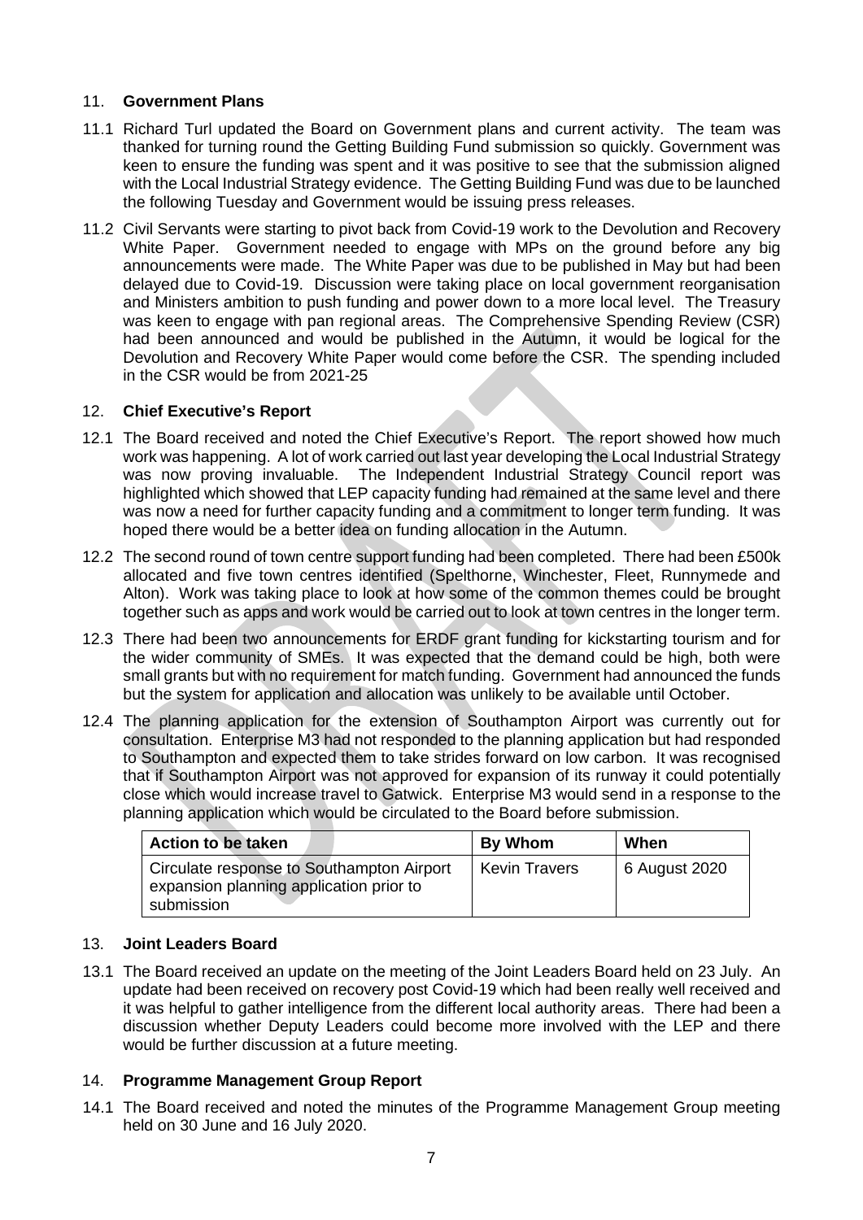## 11. **Government Plans**

11.1 Richard Turl updated the Board on Government plans and current activity. The team was thanked for turning round the Getting Building Fund submission so quickly. Government was keen to ensure the funding was spent and it was positive to see that the submission aligned with the Local Industrial Strategy evidence. The Getting Building Fund was due to be launched the following Tuesday and Government would be issuing press releases.

11.2 Civil Servants were starting to pivot back from Covid-19 work to the Devolution and Recovery White Paper. Government needed to engage with MPs on the ground before any big announcements were made. The White Paper was due to be published in May but had been delayed due to Covid-19. Discussion were taking place on local government reorganisation and Ministers ambition to push funding and power down to a more local level. The Treasury was keen to engage with pan regional areas. The Comprehensive Spending Review (CSR) had been announced and would be published in the Autumn, it would be logical for the Devolution and Recovery White Paper would come before the CSR. The spending included in the CSR would be from 2021-25

## 12. **Chief Executive's Report**

12.1 The Board received and noted the Chief Executive's Report. The report showed how much work was happening. A lot of work carried out last year developing the Local Industrial Strategy was now proving invaluable. The Independent Industrial Strategy Council report was highlighted which showed that LEP capacity funding had remained at the same level and there was now a need for further capacity funding and a commitment to longer term funding. It was hoped there would be a better idea on funding allocation in the Autumn.

12.2 The second round of town centre support funding had been completed. There had been £500k allocated and five town centres identified (Spelthorne, Winchester, Fleet, Runnymede and Alton). Work was taking place to look at how some of the common themes could be brought together such as apps and work would be carried out to look at town centres in the longer term.

12.3 There had been two announcements for ERDF grant funding for kickstarting tourism and for the wider community of SMEs. It was expected that the demand could be high, both were small grants but with no requirement for match funding. Government had announced the funds but the system for application and allocation was unlikely to be available until October.

12.4 The planning application for the extension of Southampton Airport was currently out for consultation. Enterprise M3 had not responded to the planning application but had responded to Southampton and expected them to take strides forward on low carbon. It was recognised that if Southampton Airport was not approved for expansion of its runway it could potentially close which would increase travel to Gatwick. Enterprise M3 would send in a response to the planning application which would be circulated to the Board before submission.

| Action to be taken | By Whom | When |
|---|---|---|
| Circulate response to Southampton Airport expansion planning application prior to submission | Kevin Travers | 6 August 2020 |

## 13. **Joint Leaders Board**

13.1 The Board received an update on the meeting of the Joint Leaders Board held on 23 July. An update had been received on recovery post Covid-19 which had been really well received and it was helpful to gather intelligence from the different local authority areas. There had been a discussion whether Deputy Leaders could become more involved with the LEP and there would be further discussion at a future meeting.

## 14. **Programme Management Group Report**

14.1 The Board received and noted the minutes of the Programme Management Group meeting held on 30 June and 16 July 2020.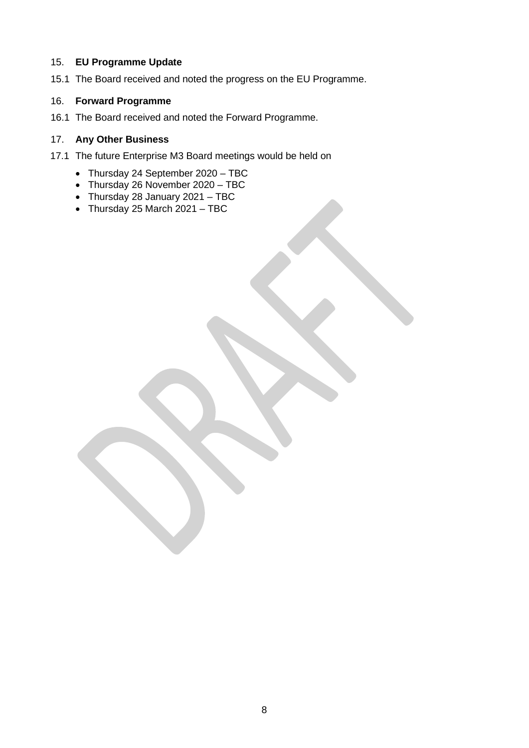## 15. **EU Programme Update**

15.1 The Board received and noted the progress on the EU Programme.

## 16. **Forward Programme**

16.1 The Board received and noted the Forward Programme.

## 17. **Any Other Business**

17.1 The future Enterprise M3 Board meetings would be held on

- Thursday 24 September 2020 – TBC
- Thursday 26 November 2020 – TBC
- Thursday 28 January 2021 – TBC
- Thursday 25 March 2021 – TBC